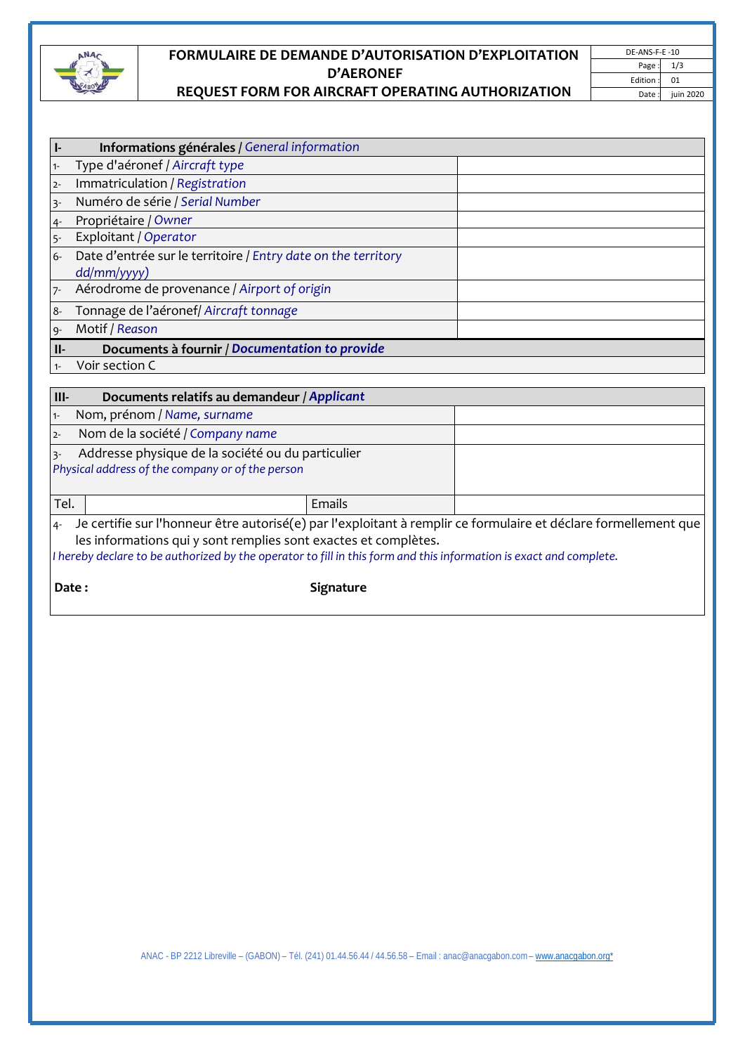# FORMULAIRE DE DEMANDE D'AUTORISATION D'EXPLOITATION D'AERONEF
# REQUEST FORM FOR AIRCRAFT OPERATING AUTHORIZATION

| DE-ANS-F-E -10 | |
|---|---|
| Page : | 1/3 |
| Edition : | 01 |
| Date : | juin 2020 |

| **I- Informations générales** / *General information* | |
|---|---|
| 1- Type d'aéronef / *Aircraft type* | |
| 2- Immatriculation / *Registration* | |
| 3- Numéro de série / *Serial Number* | |
| 4- Propriétaire / *Owner* | |
| 5- Exploitant / *Operator* | |
| 6- Date d'entrée sur le territoire / *Entry date on the territory dd/mm/yyyy)* | |
| 7- Aérodrome de provenance / *Airport of origin* | |
| 8- Tonnage de l'aéronef/ *Aircraft tonnage* | |
| 9- Motif / *Reason* | |
| **II- Documents à fournir** / ***Documentation to provide*** | |
| 1- Voir section C | |

| **III- Documents relatifs au demandeur** / ***Applicant*** | | | |
|---|---|---|---|
| 1- Nom, prénom / *Name, surname* | | | |
| 2- Nom de la société / *Company name* | | | |
| 3- Addresse physique de la société ou du particulier *Physical address of the company or of the person* | | | |
| Tel. | | Emails | |

4- Je certifie sur l'honneur être autorisé(e) par l'exploitant à remplir ce formulaire et déclare formellement que les informations qui y sont remplies sont exactes et complètes.
*I hereby declare to be authorized by the operator to fill in this form and this information is exact and complete.*

**Date :** **Signature**

ANAC - BP 2212 Libreville – (GABON) – Tél. (241) 01.44.56.44 / 44.56.58 – Email : anac@anacgabon.com – www.anacgabon.org*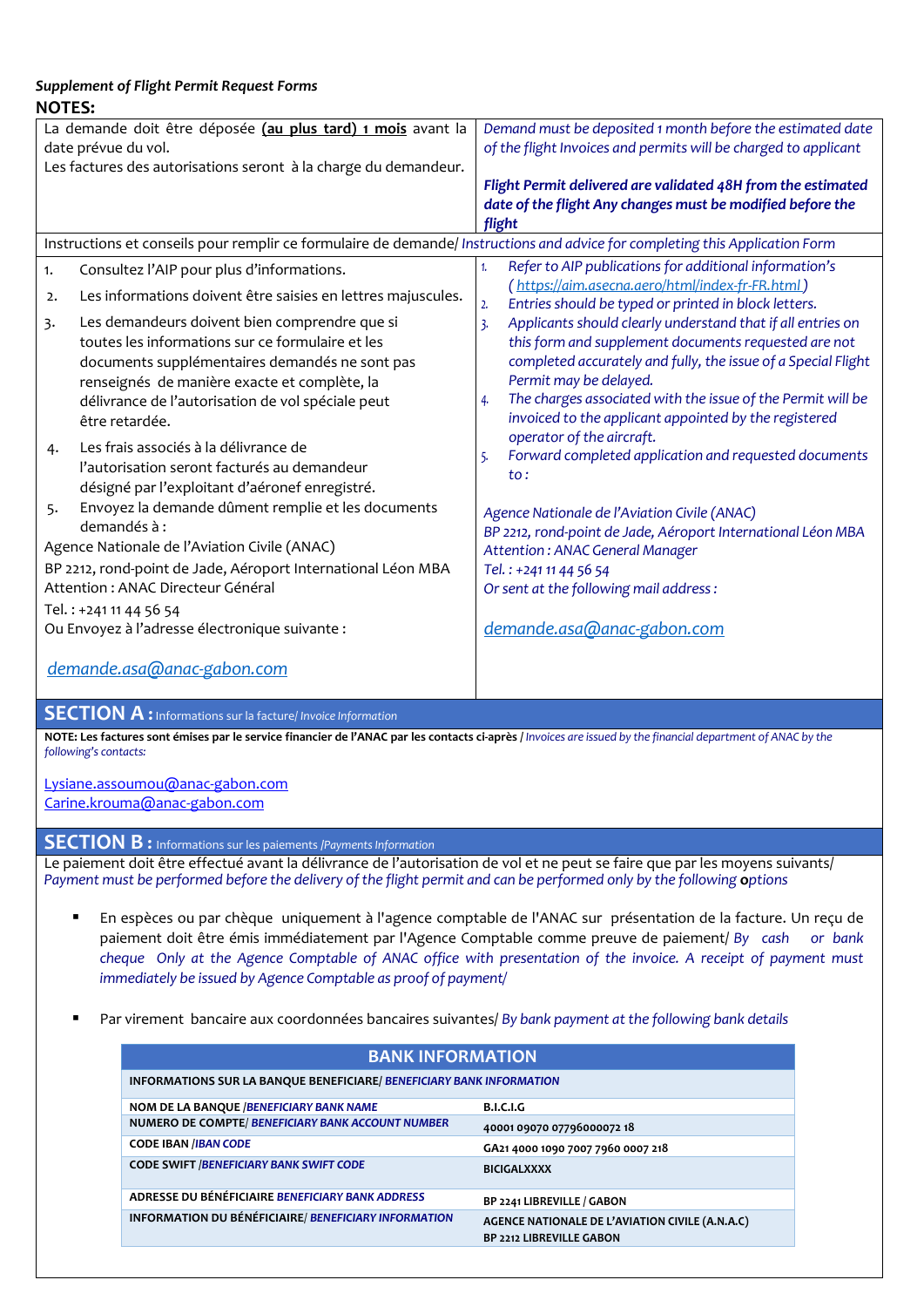*Supplement of Flight Permit Request Forms*

**NOTES:**

| La demande doit être déposée **(au plus tard) 1 mois** avant la date prévue du vol.<br>Les factures des autorisations seront à la charge du demandeur. | *Demand must be deposited 1 month before the estimated date of the flight Invoices and permits will be charged to applicant*<br><br>***Flight Permit delivered are validated 48H from the estimated date of the flight Any changes must be modified before the flight*** |
|---|---|

Instructions et conseils pour remplir ce formulaire de demande/ *Instructions and advice for completing this Application Form*

1. Consultez l'AIP pour plus d'informations.
2. Les informations doivent être saisies en lettres majuscules.
3. Les demandeurs doivent bien comprendre que si toutes les informations sur ce formulaire et les documents supplémentaires demandés ne sont pas renseignés de manière exacte et complète, la délivrance de l'autorisation de vol spéciale peut être retardée.
4. Les frais associés à la délivrance de l'autorisation seront facturés au demandeur désigné par l'exploitant d'aéronef enregistré.
5. Envoyez la demande dûment remplie et les documents demandés à :

Agence Nationale de l'Aviation Civile (ANAC)
BP 2212, rond-point de Jade, Aéroport International Léon MBA
Attention : ANAC Directeur Général
Tel. : +241 11 44 56 54
Ou Envoyez à l'adresse électronique suivante :

demande.asa@anac-gabon.com

1. *Refer to AIP publications for additional information's ( https://aim.asecna.aero/html/index-fr-FR.html )*
2. *Entries should be typed or printed in block letters.*
3. *Applicants should clearly understand that if all entries on this form and supplement documents requested are not completed accurately and fully, the issue of a Special Flight Permit may be delayed.*
4. *The charges associated with the issue of the Permit will be invoiced to the applicant appointed by the registered operator of the aircraft.*
5. *Forward completed application and requested documents to :*

*Agence Nationale de l'Aviation Civile (ANAC)*
*BP 2212, rond-point de Jade, Aéroport International Léon MBA*
*Attention : ANAC General Manager*
*Tel. : +241 11 44 56 54*
*Or sent at the following mail address :*

*demande.asa@anac-gabon.com*

## SECTION A : Informations sur la facture/ *Invoice Information*

**NOTE: Les factures sont émises par le service financier de l'ANAC par les contacts ci-après** / *Invoices are issued by the financial department of ANAC by the following's contacts:*

Lysiane.assoumou@anac-gabon.com
Carine.krouma@anac-gabon.com

## SECTION B : Informations sur les paiements /*Payments Information*

Le paiement doit être effectué avant la délivrance de l'autorisation de vol et ne peut se faire que par les moyens suivants/ *Payment must be performed before the delivery of the flight permit and can be performed only by the following options*

- En espèces ou par chèque uniquement à l'agence comptable de l'ANAC sur présentation de la facture. Un reçu de paiement doit être émis immédiatement par l'Agence Comptable comme preuve de paiement/ *By cash or bank cheque Only at the Agence Comptable of ANAC office with presentation of the invoice. A receipt of payment must immediately be issued by Agence Comptable as proof of payment/*
- Par virement bancaire aux coordonnées bancaires suivantes/ *By bank payment at the following bank details*

| BANK INFORMATION | |
|---|---|
| **INFORMATIONS SUR LA BANQUE BENEFICIARE/ *BENEFICIARY BANK INFORMATION*** | |
| **NOM DE LA BANQUE /*BENEFICIARY BANK NAME*** | **B.I.C.I.G** |
| **NUMERO DE COMPTE/ *BENEFICIARY BANK ACCOUNT NUMBER*** | **40001 09070 07796000072 18** |
| **CODE IBAN /*IBAN CODE*** | **GA21 4000 1090 7007 7960 0007 218** |
| **CODE SWIFT /*BENEFICIARY BANK SWIFT CODE*** | **BICIGALXXXX** |
| **ADRESSE DU BÉNÉFICIAIRE *BENEFICIARY BANK ADDRESS*** | **BP 2241 LIBREVILLE / GABON** |
| **INFORMATION DU BÉNÉFICIAIRE/ *BENEFICIARY INFORMATION*** | **AGENCE NATIONALE DE L'AVIATION CIVILE (A.N.A.C)<br>BP 2212 LIBREVILLE GABON** |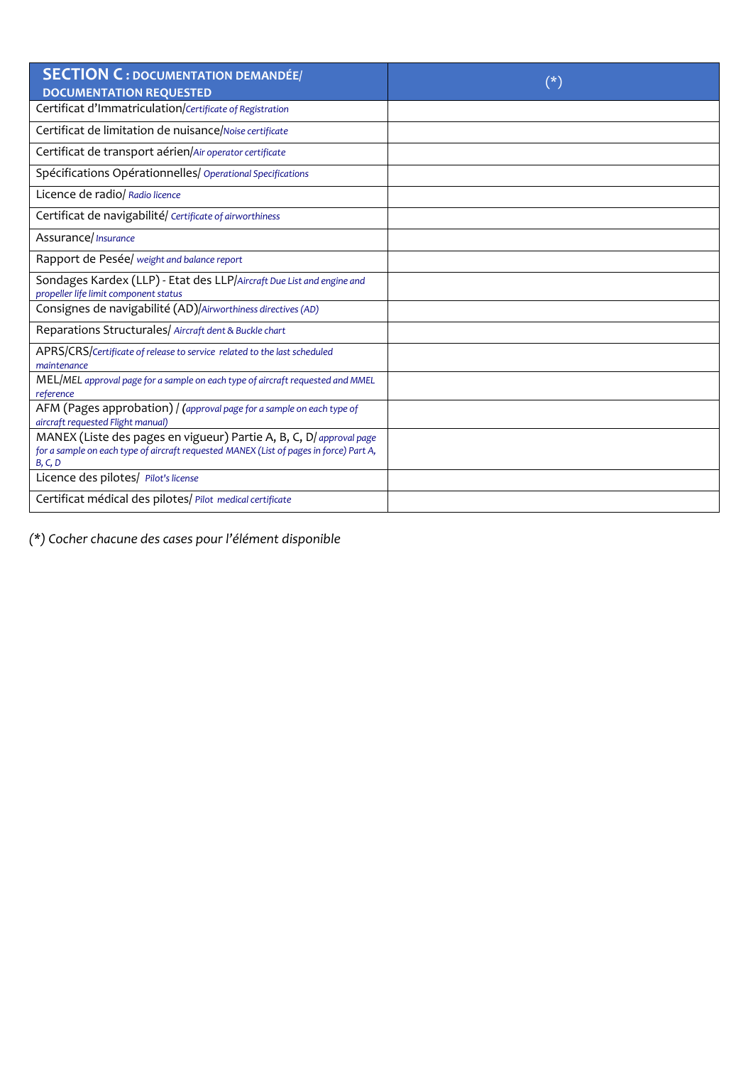| SECTION C : DOCUMENTATION DEMANDÉE/ DOCUMENTATION REQUESTED | (*) |
|---|---|
| Certificat d'Immatriculation/*Certificate of Registration* | |
| Certificat de limitation de nuisance/*Noise certificate* | |
| Certificat de transport aérien/*Air operator certificate* | |
| Spécifications Opérationnelles/ *Operational Specifications* | |
| Licence de radio/ *Radio licence* | |
| Certificat de navigabilité/ *Certificate of airworthiness* | |
| Assurance/ *Insurance* | |
| Rapport de Pesée/ *weight and balance report* | |
| Sondages Kardex (LLP) - Etat des LLP/*Aircraft Due List and engine and propeller life limit component status* | |
| Consignes de navigabilité (AD)/*Airworthiness directives (AD)* | |
| Reparations Structurales/ *Aircraft dent & Buckle chart* | |
| APRS/CRS/*Certificate of release to service related to the last scheduled maintenance* | |
| MEL/*MEL approval page for a sample on each type of aircraft requested and MMEL reference* | |
| AFM (Pages approbation) / (*approval page for a sample on each type of aircraft requested Flight manual)* | |
| MANEX (Liste des pages en vigueur) Partie A, B, C, D/ *approval page for a sample on each type of aircraft requested MANEX (List of pages in force) Part A, B, C, D* | |
| Licence des pilotes/ *Pilot's license* | |
| Certificat médical des pilotes/ *Pilot medical certificate* | |

*(*) Cocher chacune des cases pour l'élément disponible*